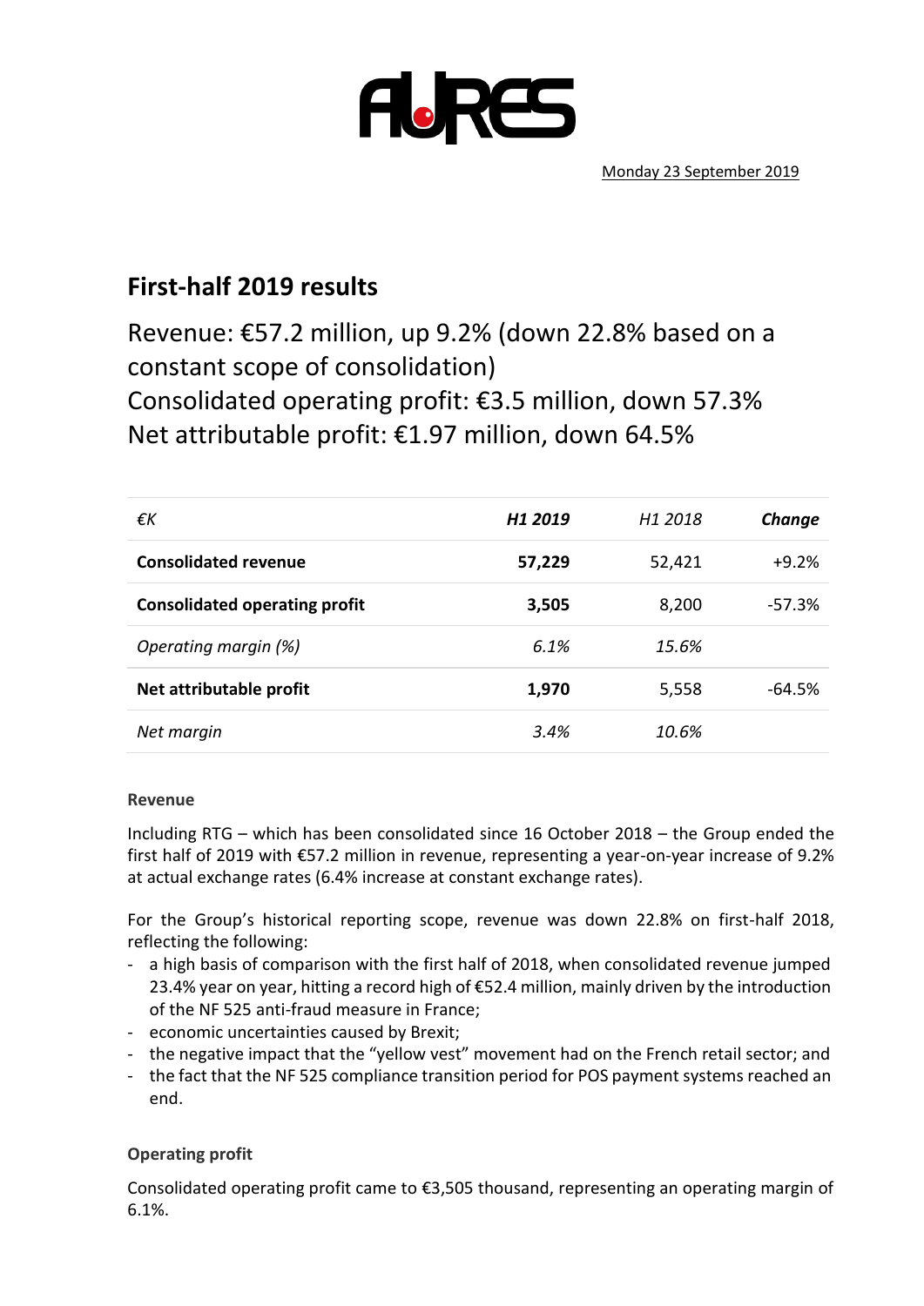Monday 23 September 2019

# First-half 2019 results

## Revenue: €57.2 million, up 9.2% (down 22.8% based on a constant scope of consolidation)
## Consolidated operating profit: €3.5 million, down 57.3%
## Net attributable profit: €1.97 million, down 64.5%

| *€K* | ***H1 2019*** | *H1 2018* | ***Change*** |
|---|---|---|---|
| **Consolidated revenue** | **57,229** | 52,421 | +9.2% |
| **Consolidated operating profit** | **3,505** | 8,200 | -57.3% |
| *Operating margin (%)* | *6.1%* | *15.6%* | |
| **Net attributable profit** | **1,970** | 5,558 | -64.5% |
| *Net margin* | *3.4%* | *10.6%* | |

**Revenue**

Including RTG – which has been consolidated since 16 October 2018 – the Group ended the first half of 2019 with €57.2 million in revenue, representing a year-on-year increase of 9.2% at actual exchange rates (6.4% increase at constant exchange rates).

For the Group's historical reporting scope, revenue was down 22.8% on first-half 2018, reflecting the following:

- a high basis of comparison with the first half of 2018, when consolidated revenue jumped 23.4% year on year, hitting a record high of €52.4 million, mainly driven by the introduction of the NF 525 anti-fraud measure in France;
- economic uncertainties caused by Brexit;
- the negative impact that the "yellow vest" movement had on the French retail sector; and
- the fact that the NF 525 compliance transition period for POS payment systems reached an end.

**Operating profit**

Consolidated operating profit came to €3,505 thousand, representing an operating margin of 6.1%.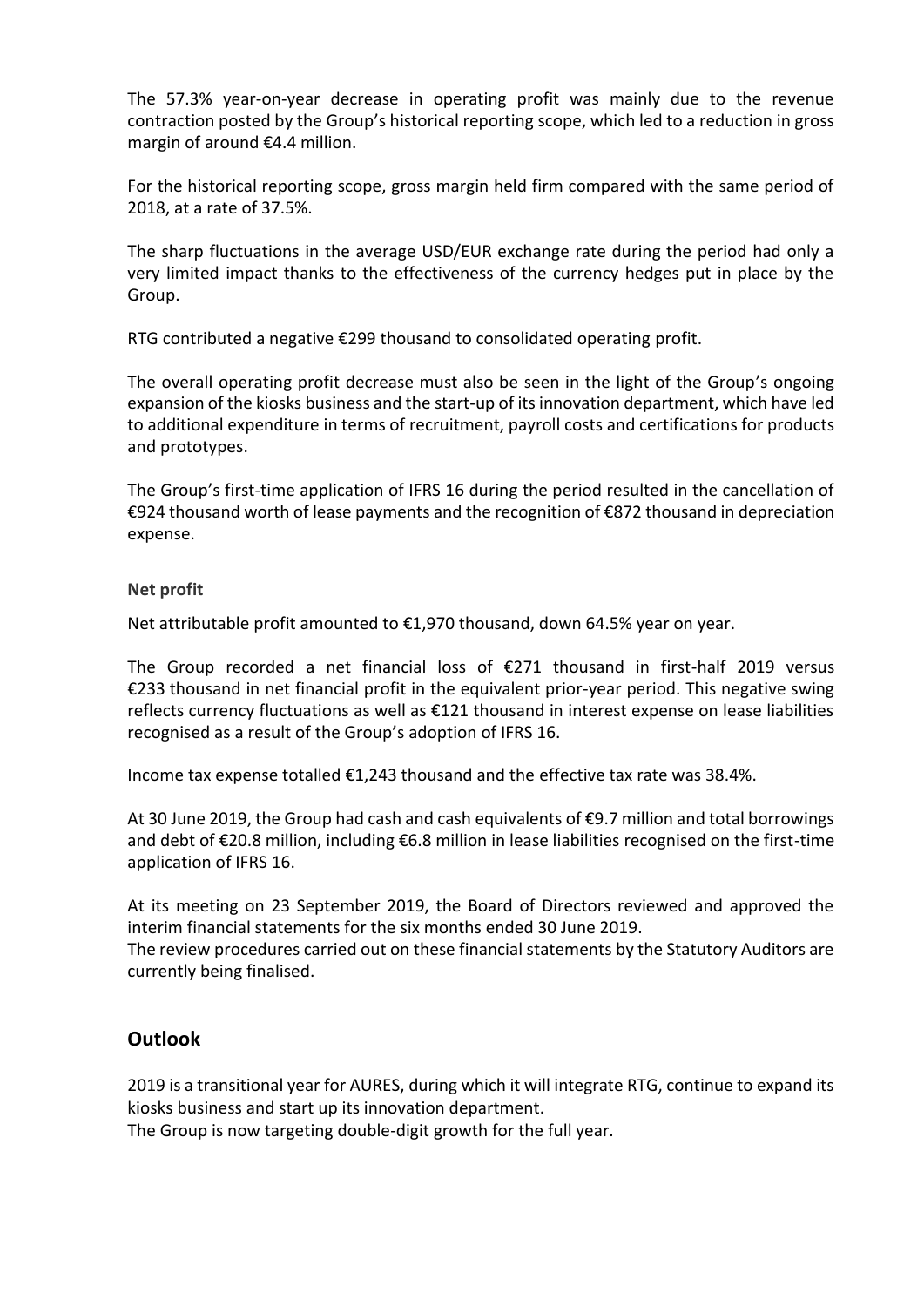The 57.3% year-on-year decrease in operating profit was mainly due to the revenue contraction posted by the Group's historical reporting scope, which led to a reduction in gross margin of around €4.4 million.

For the historical reporting scope, gross margin held firm compared with the same period of 2018, at a rate of 37.5%.

The sharp fluctuations in the average USD/EUR exchange rate during the period had only a very limited impact thanks to the effectiveness of the currency hedges put in place by the Group.

RTG contributed a negative €299 thousand to consolidated operating profit.

The overall operating profit decrease must also be seen in the light of the Group's ongoing expansion of the kiosks business and the start-up of its innovation department, which have led to additional expenditure in terms of recruitment, payroll costs and certifications for products and prototypes.

The Group's first-time application of IFRS 16 during the period resulted in the cancellation of €924 thousand worth of lease payments and the recognition of €872 thousand in depreciation expense.

**Net profit**

Net attributable profit amounted to €1,970 thousand, down 64.5% year on year.

The Group recorded a net financial loss of €271 thousand in first-half 2019 versus €233 thousand in net financial profit in the equivalent prior-year period. This negative swing reflects currency fluctuations as well as €121 thousand in interest expense on lease liabilities recognised as a result of the Group's adoption of IFRS 16.

Income tax expense totalled €1,243 thousand and the effective tax rate was 38.4%.

At 30 June 2019, the Group had cash and cash equivalents of €9.7 million and total borrowings and debt of €20.8 million, including €6.8 million in lease liabilities recognised on the first-time application of IFRS 16.

At its meeting on 23 September 2019, the Board of Directors reviewed and approved the interim financial statements for the six months ended 30 June 2019.
The review procedures carried out on these financial statements by the Statutory Auditors are currently being finalised.

## Outlook

2019 is a transitional year for AURES, during which it will integrate RTG, continue to expand its kiosks business and start up its innovation department.
The Group is now targeting double-digit growth for the full year.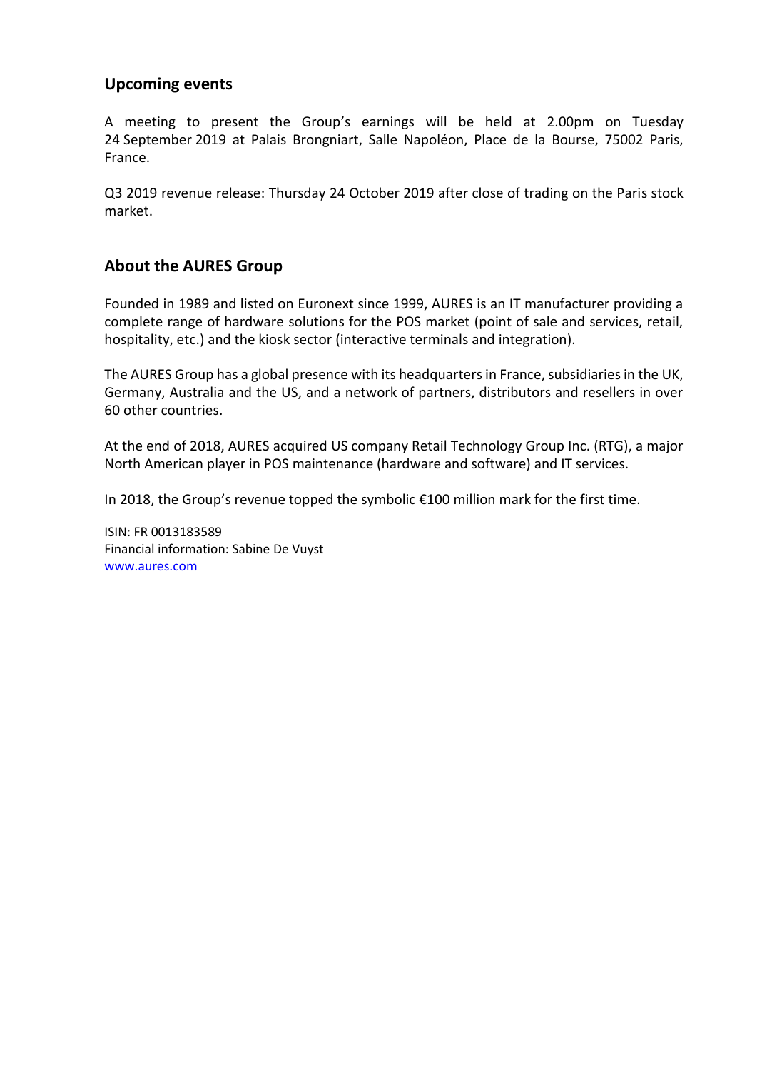## Upcoming events

A meeting to present the Group's earnings will be held at 2.00pm on Tuesday 24 September 2019 at Palais Brongniart, Salle Napoléon, Place de la Bourse, 75002 Paris, France.

Q3 2019 revenue release: Thursday 24 October 2019 after close of trading on the Paris stock market.

## About the AURES Group

Founded in 1989 and listed on Euronext since 1999, AURES is an IT manufacturer providing a complete range of hardware solutions for the POS market (point of sale and services, retail, hospitality, etc.) and the kiosk sector (interactive terminals and integration).

The AURES Group has a global presence with its headquarters in France, subsidiaries in the UK, Germany, Australia and the US, and a network of partners, distributors and resellers in over 60 other countries.

At the end of 2018, AURES acquired US company Retail Technology Group Inc. (RTG), a major North American player in POS maintenance (hardware and software) and IT services.

In 2018, the Group's revenue topped the symbolic €100 million mark for the first time.

ISIN: FR 0013183589
Financial information: Sabine De Vuyst
www.aures.com